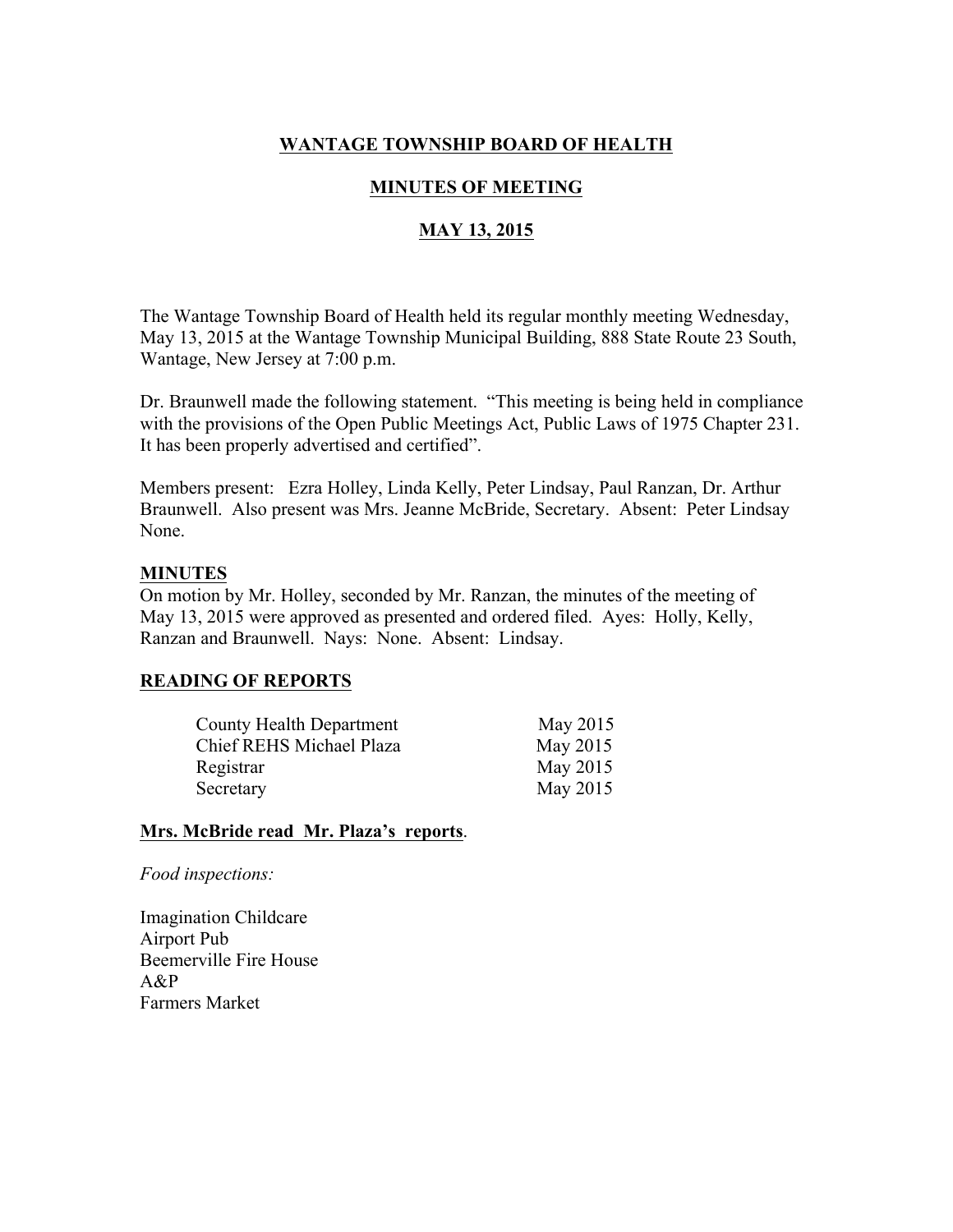**WANTAGE TOWNSHIP BOARD OF HEALTH**

**MINUTES OF MEETING**

**MAY 13, 2015**

The Wantage Township Board of Health held its regular monthly meeting Wednesday, May 13, 2015 at the Wantage Township Municipal Building, 888 State Route 23 South, Wantage, New Jersey at 7:00 p.m.

Dr. Braunwell made the following statement. "This meeting is being held in compliance with the provisions of the Open Public Meetings Act, Public Laws of 1975 Chapter 231. It has been properly advertised and certified".

Members present: Ezra Holley, Linda Kelly, Peter Lindsay, Paul Ranzan, Dr. Arthur Braunwell. Also present was Mrs. Jeanne McBride, Secretary. Absent: Peter Lindsay None.

**MINUTES**

On motion by Mr. Holley, seconded by Mr. Ranzan, the minutes of the meeting of May 13, 2015 were approved as presented and ordered filed. Ayes: Holly, Kelly, Ranzan and Braunwell. Nays: None. Absent: Lindsay.

**READING OF REPORTS**

| | |
|---|---|
| County Health Department | May 2015 |
| Chief REHS Michael Plaza | May 2015 |
| Registrar | May 2015 |
| Secretary | May 2015 |

**Mrs. McBride read Mr. Plaza's reports**.

*Food inspections:*

Imagination Childcare
Airport Pub
Beemerville Fire House
A&P
Farmers Market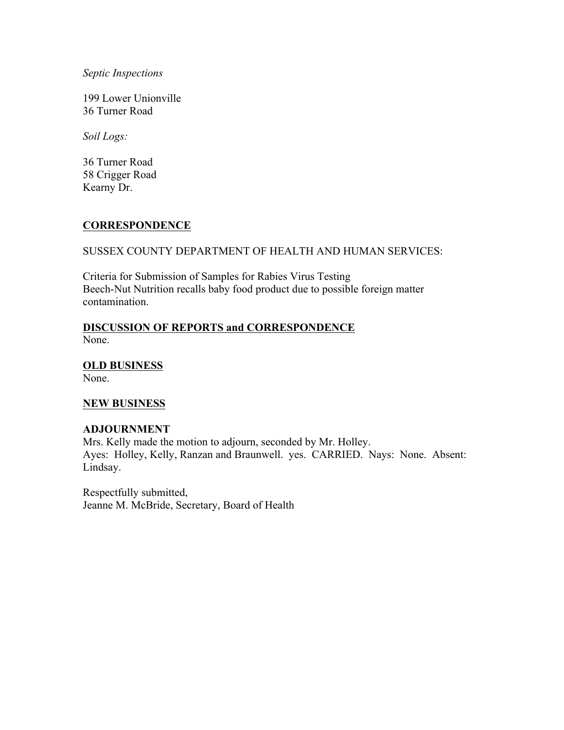*Septic Inspections*

199 Lower Unionville
36 Turner Road

*Soil Logs:*

36 Turner Road
58 Crigger Road
Kearny Dr.

## CORRESPONDENCE

SUSSEX COUNTY DEPARTMENT OF HEALTH AND HUMAN SERVICES:

Criteria for Submission of Samples for Rabies Virus Testing
Beech-Nut Nutrition recalls baby food product due to possible foreign matter contamination.

## DISCUSSION OF REPORTS and CORRESPONDENCE

None.

## OLD BUSINESS

None.

## NEW BUSINESS

## ADJOURNMENT

Mrs. Kelly made the motion to adjourn, seconded by Mr. Holley.
Ayes: Holley, Kelly, Ranzan and Braunwell. yes. CARRIED. Nays: None. Absent: Lindsay.

Respectfully submitted,
Jeanne M. McBride, Secretary, Board of Health